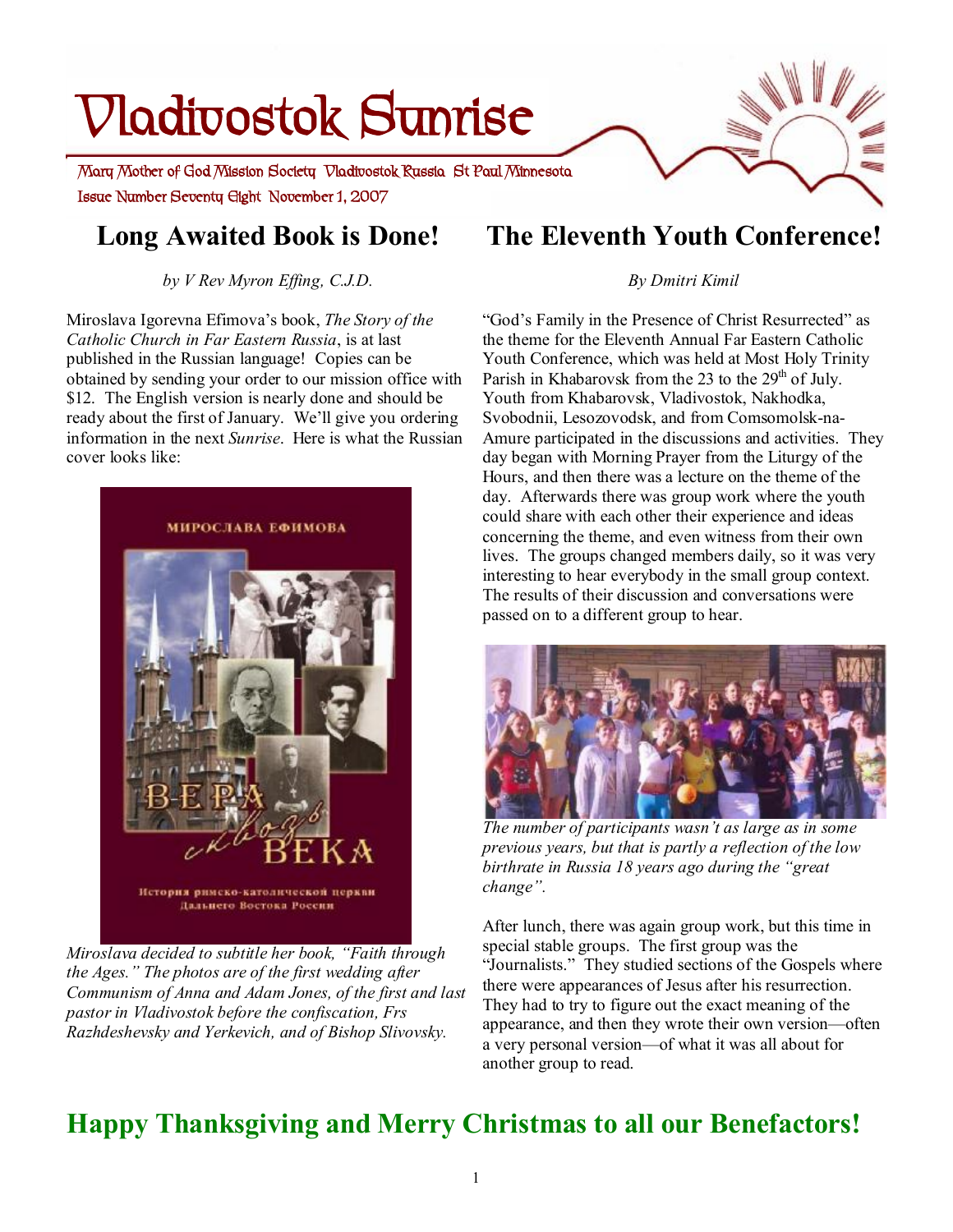# Vladivostok Sunrise

Mary Mother of God Mission Society Vladivostok Russia St Paul Minnesota

Issue Number Seventy Eight November 1, 2007

## Long Awaited Book is Done!

*by V Rev Myron Effing, C.J.D.*

Miroslava Igorevna Efimova's book, *The Story of the Catholic Church in Far Eastern Russia*, is at last published in the Russian language! Copies can be obtained by sending your order to our mission office with $12. The English version is nearly done and should be ready about the first of January. We'll give you ordering information in the next *Sunrise*. Here is what the Russian cover looks like:

*Miroslava decided to subtitle her book, "Faith through the Ages." The photos are of the first wedding after Communism of Anna and Adam Jones, of the first and last pastor in Vladivostok before the confiscation, Frs Razhdeshevsky and Yerkevich, and of Bishop Slivovsky.*

## The Eleventh Youth Conference!

*By Dmitri Kimil*

"God's Family in the Presence of Christ Resurrected" as the theme for the Eleventh Annual Far Eastern Catholic Youth Conference, which was held at Most Holy Trinity Parish in Khabarovsk from the 23 to the 29th of July. Youth from Khabarovsk, Vladivostok, Nakhodka, Svobodnii, Lesozovodsk, and from Comsomolsk-na-Amure participated in the discussions and activities. They day began with Morning Prayer from the Liturgy of the Hours, and then there was a lecture on the theme of the day. Afterwards there was group work where the youth could share with each other their experience and ideas concerning the theme, and even witness from their own lives. The groups changed members daily, so it was very interesting to hear everybody in the small group context. The results of their discussion and conversations were passed on to a different group to hear.

*The number of participants wasn't as large as in some previous years, but that is partly a reflection of the low birthrate in Russia 18 years ago during the "great change".*

After lunch, there was again group work, but this time in special stable groups. The first group was the "Journalists." They studied sections of the Gospels where there were appearances of Jesus after his resurrection. They had to try to figure out the exact meaning of the appearance, and then they wrote their own version—often a very personal version—of what it was all about for another group to read.

## Happy Thanksgiving and Merry Christmas to all our Benefactors!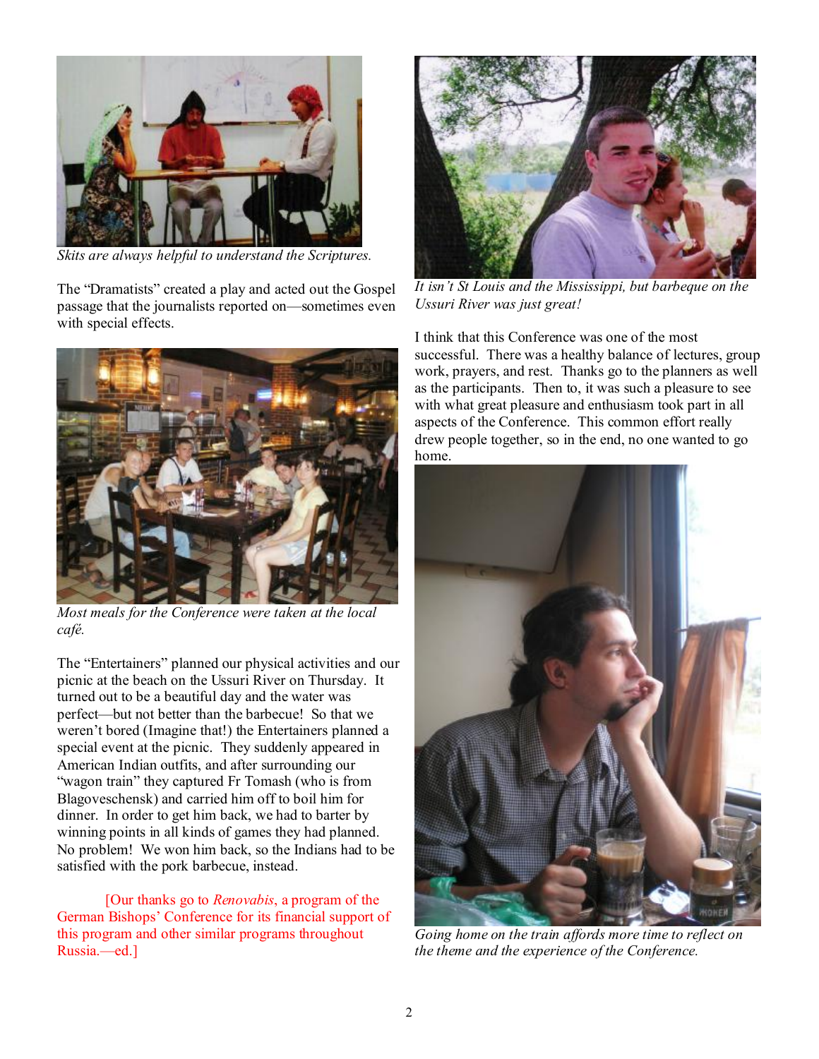*Skits are always helpful to understand the Scriptures.*

The "Dramatists" created a play and acted out the Gospel passage that the journalists reported on—sometimes even with special effects.

*Most meals for the Conference were taken at the local café.*

The "Entertainers" planned our physical activities and our picnic at the beach on the Ussuri River on Thursday. It turned out to be a beautiful day and the water was perfect—but not better than the barbecue! So that we weren't bored (Imagine that!) the Entertainers planned a special event at the picnic. They suddenly appeared in American Indian outfits, and after surrounding our "wagon train" they captured Fr Tomash (who is from Blagoveschensk) and carried him off to boil him for dinner. In order to get him back, we had to barter by winning points in all kinds of games they had planned. No problem! We won him back, so the Indians had to be satisfied with the pork barbecue, instead.

[Our thanks go to *Renovabis*, a program of the German Bishops' Conference for its financial support of this program and other similar programs throughout Russia.—ed.]

*It isn't St Louis and the Mississippi, but barbeque on the Ussuri River was just great!*

I think that this Conference was one of the most successful. There was a healthy balance of lectures, group work, prayers, and rest. Thanks go to the planners as well as the participants. Then to, it was such a pleasure to see with what great pleasure and enthusiasm took part in all aspects of the Conference. This common effort really drew people together, so in the end, no one wanted to go home.

*Going home on the train affords more time to reflect on the theme and the experience of the Conference.*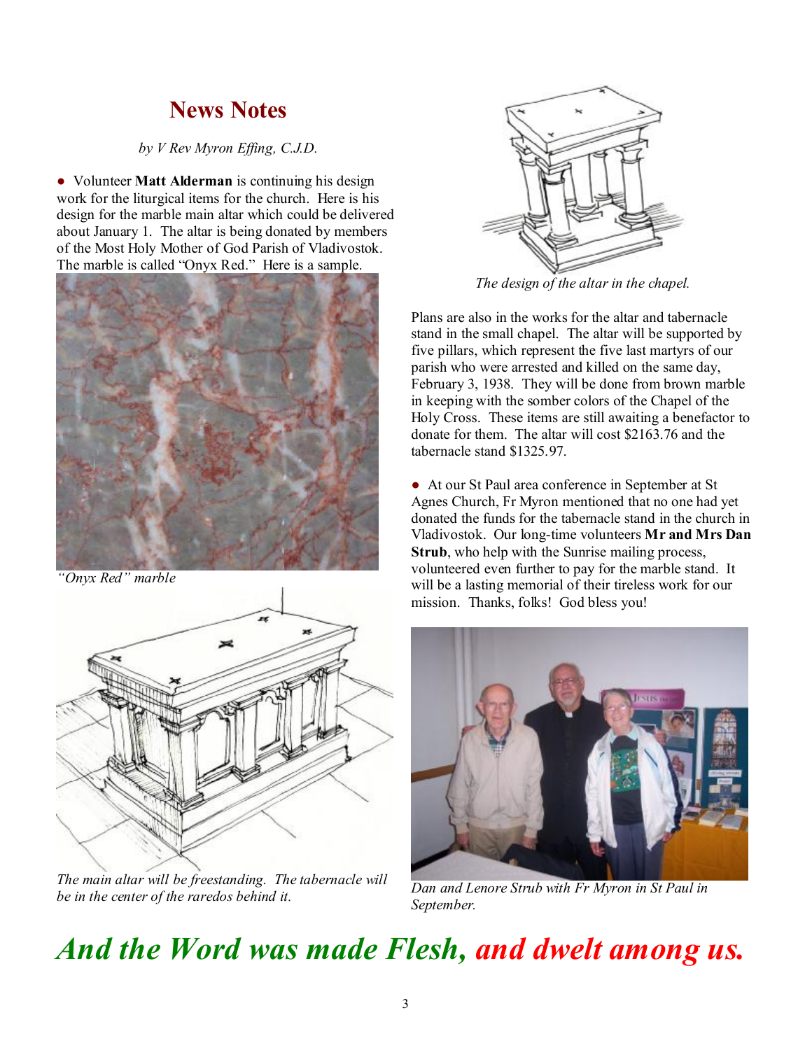## News Notes

*by V Rev Myron Effing, C.J.D.*

● Volunteer **Matt Alderman** is continuing his design work for the liturgical items for the church. Here is his design for the marble main altar which could be delivered about January 1. The altar is being donated by members of the Most Holy Mother of God Parish of Vladivostok. The marble is called "Onyx Red." Here is a sample.

*"Onyx Red" marble*

*The main altar will be freestanding. The tabernacle will be in the center of the raredos behind it.*

*The design of the altar in the chapel.*

Plans are also in the works for the altar and tabernacle stand in the small chapel. The altar will be supported by five pillars, which represent the five last martyrs of our parish who were arrested and killed on the same day, February 3, 1938. They will be done from brown marble in keeping with the somber colors of the Chapel of the Holy Cross. These items are still awaiting a benefactor to donate for them. The altar will cost $2163.76 and the tabernacle stand $1325.97.

● At our St Paul area conference in September at St Agnes Church, Fr Myron mentioned that no one had yet donated the funds for the tabernacle stand in the church in Vladivostok. Our long-time volunteers **Mr and Mrs Dan Strub**, who help with the Sunrise mailing process, volunteered even further to pay for the marble stand. It will be a lasting memorial of their tireless work for our mission. Thanks, folks! God bless you!

*Dan and Lenore Strub with Fr Myron in St Paul in September.*

***And the Word was made Flesh, and dwelt among us.***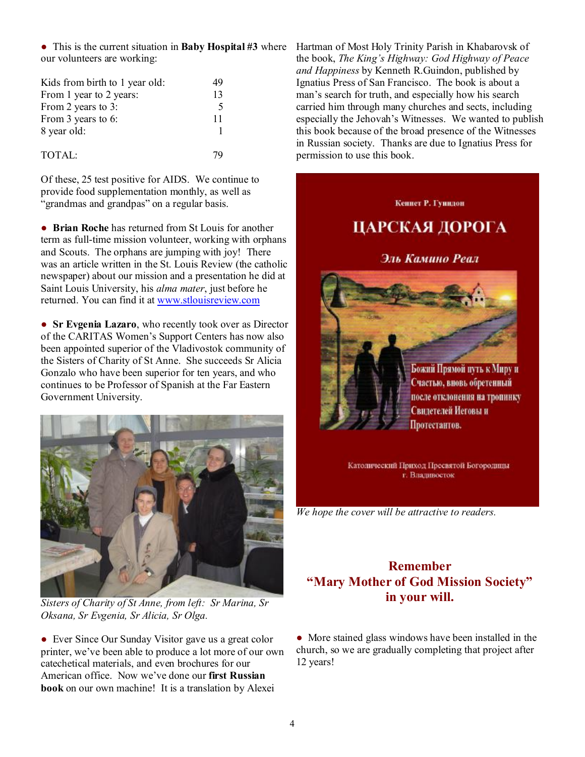● This is the current situation in **Baby Hospital #3** where our volunteers are working:

| | |
|---|---|
| Kids from birth to 1 year old: | 49 |
| From 1 year to 2 years: | 13 |
| From 2 years to 3: | 5 |
| From 3 years to 6: | 11 |
| 8 year old: | 1 |
| TOTAL: | 79 |

Of these, 25 test positive for AIDS. We continue to provide food supplementation monthly, as well as "grandmas and grandpas" on a regular basis.

● **Brian Roche** has returned from St Louis for another term as full-time mission volunteer, working with orphans and Scouts. The orphans are jumping with joy! There was an article written in the St. Louis Review (the catholic newspaper) about our mission and a presentation he did at Saint Louis University, his *alma mater*, just before he returned. You can find it at www.stlouisreview.com

● **Sr Evgenia Lazaro**, who recently took over as Director of the CARITAS Women's Support Centers has now also been appointed superior of the Vladivostok community of the Sisters of Charity of St Anne. She succeeds Sr Alicia Gonzalo who have been superior for ten years, and who continues to be Professor of Spanish at the Far Eastern Government University.

*Sisters of Charity of St Anne, from left: Sr Marina, Sr Oksana, Sr Evgenia, Sr Alicia, Sr Olga.*

● Ever Since Our Sunday Visitor gave us a great color printer, we've been able to produce a lot more of our own catechetical materials, and even brochures for our American office. Now we've done our **first Russian book** on our own machine! It is a translation by Alexei Hartman of Most Holy Trinity Parish in Khabarovsk of the book, *The King's Highway: God Highway of Peace and Happiness* by Kenneth R.Guindon, published by Ignatius Press of San Francisco. The book is about a man's search for truth, and especially how his search carried him through many churches and sects, including especially the Jehovah's Witnesses. We wanted to publish this book because of the broad presence of the Witnesses in Russian society. Thanks are due to Ignatius Press for permission to use this book.

Кеннет Р. Гуиндон

ЦАРСКАЯ ДОРОГА

Эль Камино Реал

Божий Прямой путь к Миру и Счастью, вновь обретенный после отклонения на тропинку Свидетелей Иеговы и Протестантов.

Католический Приход Пресвятой Богородицы г. Владивосток

*We hope the cover will be attractive to readers.*

**Remember "Mary Mother of God Mission Society" in your will.**

● More stained glass windows have been installed in the church, so we are gradually completing that project after 12 years!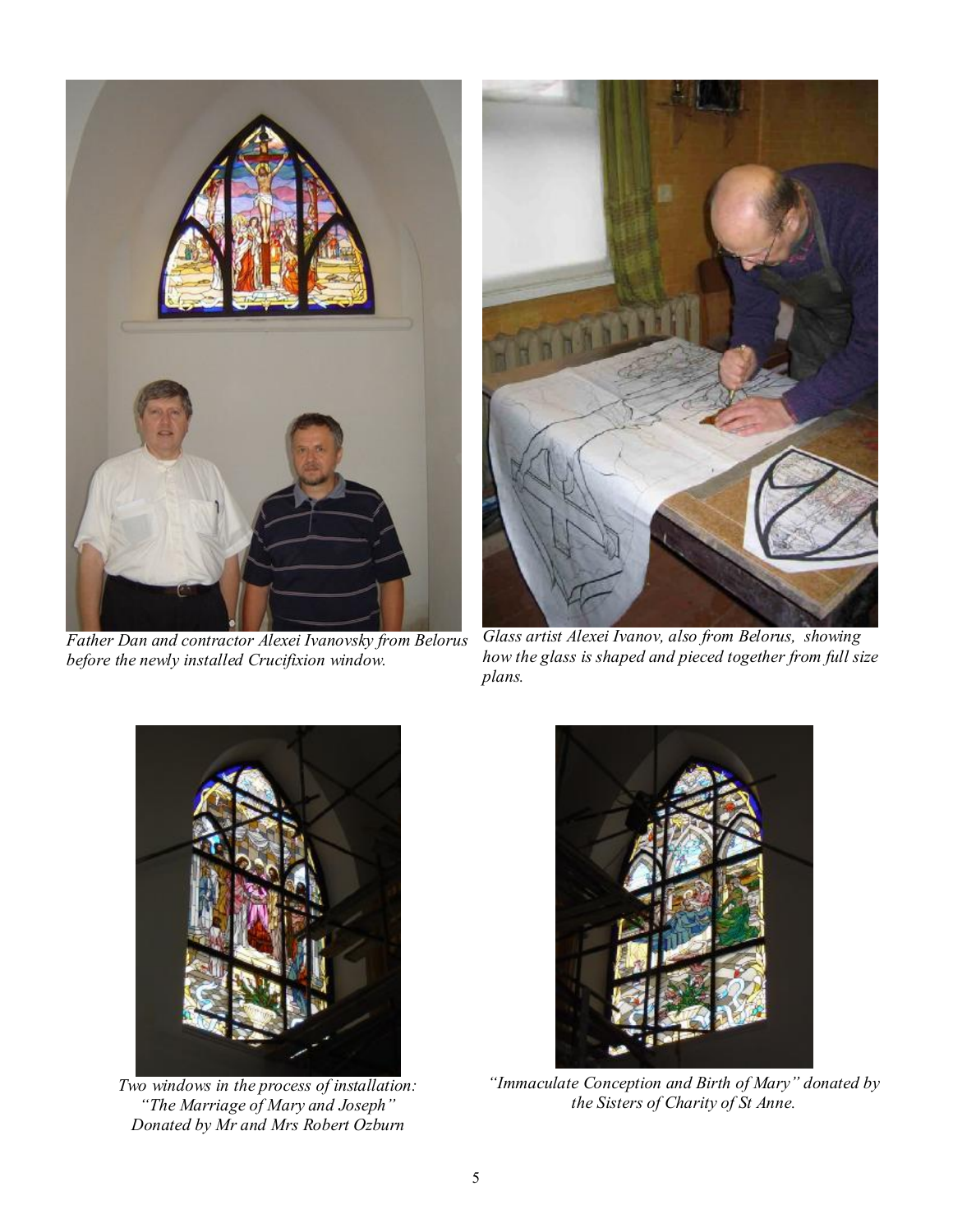*Father Dan and contractor Alexei Ivanovsky from Belorus before the newly installed Crucifixion window.*

*Glass artist Alexei Ivanov, also from Belorus, showing how the glass is shaped and pieced together from full size plans.*

*Two windows in the process of installation: "The Marriage of Mary and Joseph" Donated by Mr and Mrs Robert Ozburn*

*"Immaculate Conception and Birth of Mary" donated by the Sisters of Charity of St Anne.*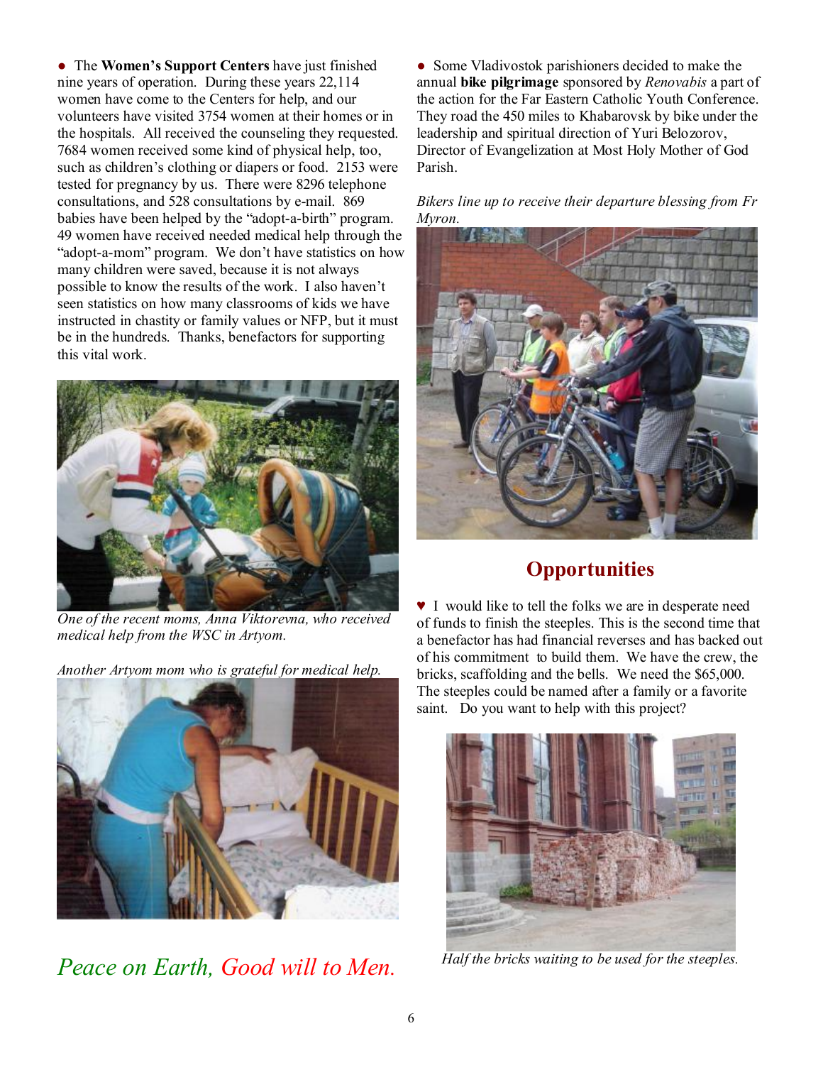● The **Women's Support Centers** have just finished nine years of operation. During these years 22,114 women have come to the Centers for help, and our volunteers have visited 3754 women at their homes or in the hospitals. All received the counseling they requested. 7684 women received some kind of physical help, too, such as children's clothing or diapers or food. 2153 were tested for pregnancy by us. There were 8296 telephone consultations, and 528 consultations by e-mail. 869 babies have been helped by the "adopt-a-birth" program. 49 women have received needed medical help through the "adopt-a-mom" program. We don't have statistics on how many children were saved, because it is not always possible to know the results of the work. I also haven't seen statistics on how many classrooms of kids we have instructed in chastity or family values or NFP, but it must be in the hundreds. Thanks, benefactors for supporting this vital work.

*One of the recent moms, Anna Viktorevna, who received medical help from the WSC in Artyom.*

*Another Artyom mom who is grateful for medical help.*

*Peace on Earth, Good will to Men.*

● Some Vladivostok parishioners decided to make the annual **bike pilgrimage** sponsored by *Renovabis* a part of the action for the Far Eastern Catholic Youth Conference. They road the 450 miles to Khabarovsk by bike under the leadership and spiritual direction of Yuri Belozorov, Director of Evangelization at Most Holy Mother of God Parish.

*Bikers line up to receive their departure blessing from Fr Myron.*

## Opportunities

♥ I would like to tell the folks we are in desperate need of funds to finish the steeples. This is the second time that a benefactor has had financial reverses and has backed out of his commitment to build them. We have the crew, the bricks, scaffolding and the bells. We need the $65,000. The steeples could be named after a family or a favorite saint. Do you want to help with this project?

*Half the bricks waiting to be used for the steeples.*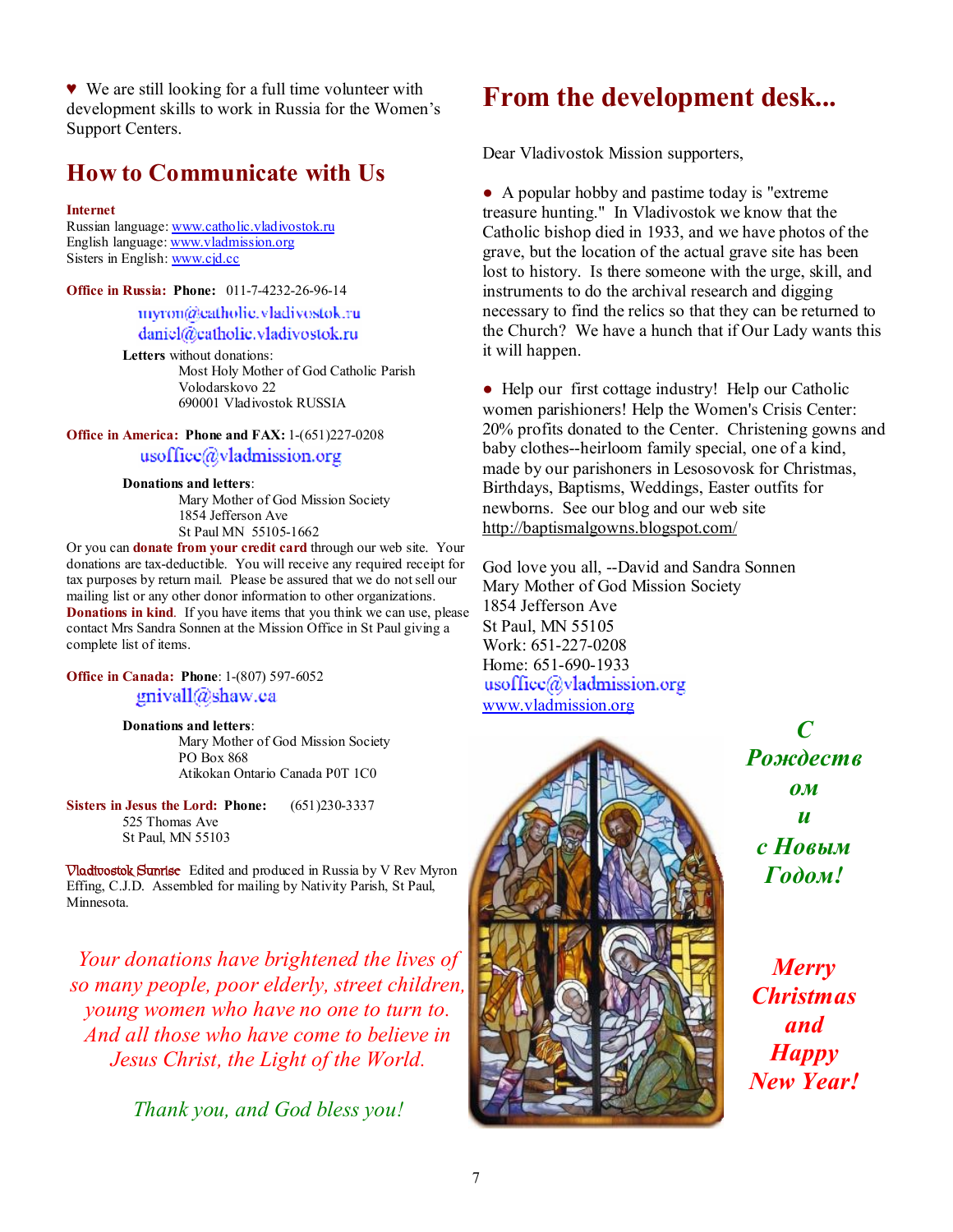♥ We are still looking for a full time volunteer with development skills to work in Russia for the Women's Support Centers.

## How to Communicate with Us

**Internet**
Russian language: www.catholic.vladivostok.ru
English language: www.vladmission.org
Sisters in English: www.cjd.cc

**Office in Russia: Phone:** 011-7-4232-26-96-14
myron@catholic.vladivostok.ru
daniel@catholic.vladivostok.ru

**Letters** without donations:
Most Holy Mother of God Catholic Parish
Volodarskovo 22
690001 Vladivostok RUSSIA

**Office in America: Phone and FAX:** 1-(651)227-0208
usoffice@vladmission.org

**Donations and letters**:
Mary Mother of God Mission Society
1854 Jefferson Ave
St Paul MN 55105-1662

Or you can **donate from your credit card** through our web site. Your donations are tax-deductible. You will receive any required receipt for tax purposes by return mail. Please be assured that we do not sell our mailing list or any other donor information to other organizations. **Donations in kind**. If you have items that you think we can use, please contact Mrs Sandra Sonnen at the Mission Office in St Paul giving a complete list of items.

**Office in Canada: Phone**: 1-(807) 597-6052
gnivall@shaw.ca

**Donations and letters**:
Mary Mother of God Mission Society
PO Box 868
Atikokan Ontario Canada P0T 1C0

**Sisters in Jesus the Lord: Phone:** (651)230-3337
525 Thomas Ave
St Paul, MN 55103

Vladivostok Sunrise Edited and produced in Russia by V Rev Myron Effing, C.J.D. Assembled for mailing by Nativity Parish, St Paul, Minnesota.

*Your donations have brightened the lives of so many people, poor elderly, street children, young women who have no one to turn to. And all those who have come to believe in Jesus Christ, the Light of the World.*

*Thank you, and God bless you!*

## From the development desk...

Dear Vladivostok Mission supporters,

● A popular hobby and pastime today is "extreme treasure hunting." In Vladivostok we know that the Catholic bishop died in 1933, and we have photos of the grave, but the location of the actual grave site has been lost to history. Is there someone with the urge, skill, and instruments to do the archival research and digging necessary to find the relics so that they can be returned to the Church? We have a hunch that if Our Lady wants this it will happen.

● Help our first cottage industry! Help our Catholic women parishioners! Help the Women's Crisis Center: 20% profits donated to the Center. Christening gowns and baby clothes--heirloom family special, one of a kind, made by our parishoners in Lesosovosk for Christmas, Birthdays, Baptisms, Weddings, Easter outfits for newborns. See our blog and our web site http://baptismalgowns.blogspot.com/

God love you all, --David and Sandra Sonnen
Mary Mother of God Mission Society
1854 Jefferson Ave
St Paul, MN 55105
Work: 651-227-0208
Home: 651-690-1933
usoffice@vladmission.org
www.vladmission.org

***С Рождеством и с Новым Годом!***

***Merry Christmas and Happy New Year!***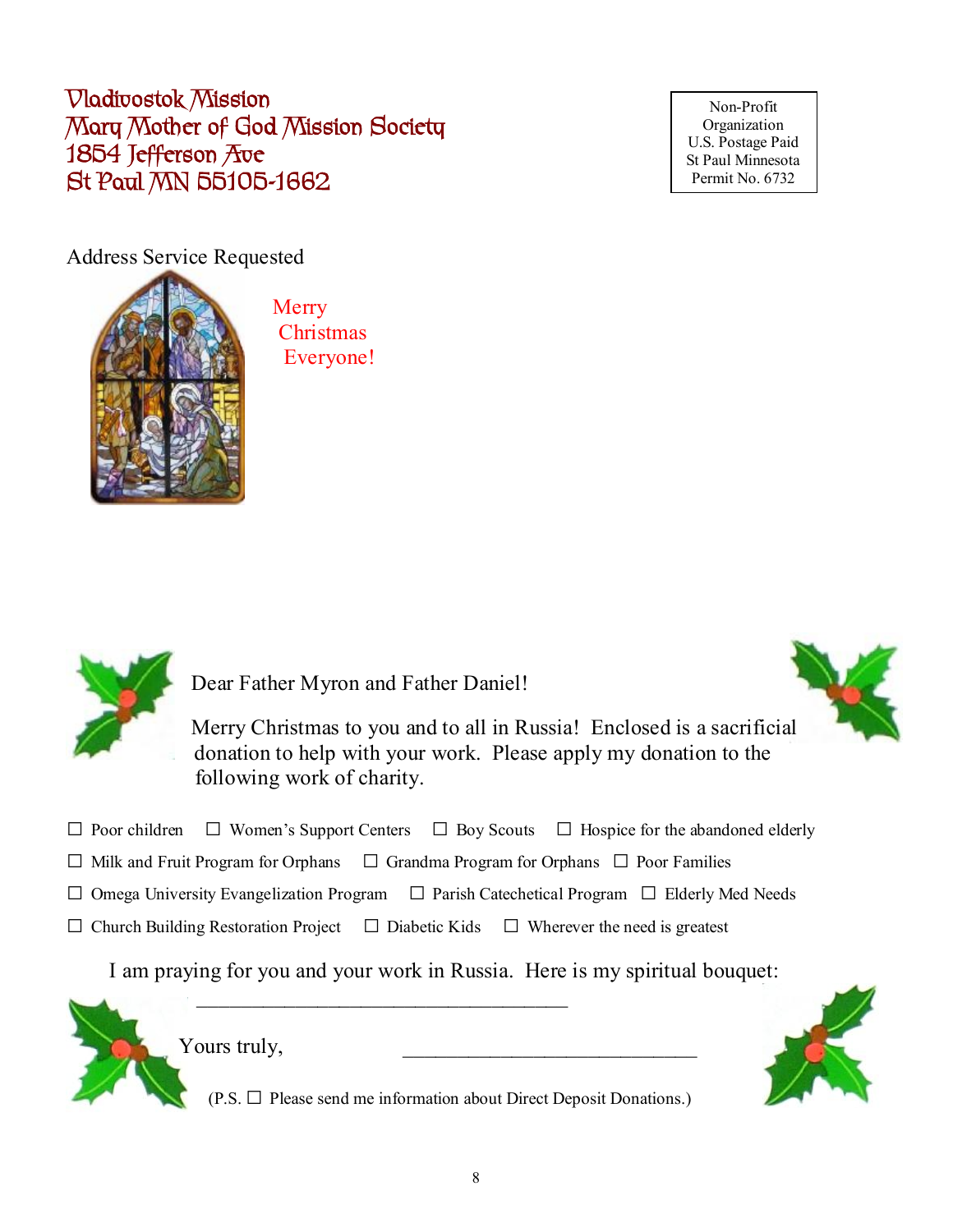Vladivostok Mission
Mary Mother of God Mission Society
1854 Jefferson Ave
St Paul MN 55105-1662

Non-Profit Organization
U.S. Postage Paid
St Paul Minnesota
Permit No. 6732

Address Service Requested

Merry
Christmas
Everyone!

Dear Father Myron and Father Daniel!

Merry Christmas to you and to all in Russia! Enclosed is a sacrificial donation to help with your work. Please apply my donation to the following work of charity.

☐ Poor children ☐ Women's Support Centers ☐ Boy Scouts ☐ Hospice for the abandoned elderly

☐ Milk and Fruit Program for Orphans ☐ Grandma Program for Orphans ☐ Poor Families

☐ Omega University Evangelization Program ☐ Parish Catechetical Program ☐ Elderly Med Needs

☐ Church Building Restoration Project ☐ Diabetic Kids ☐ Wherever the need is greatest

I am praying for you and your work in Russia. Here is my spiritual bouquet:

_____________________________________

Yours truly, ______________________________

(P.S. ☐ Please send me information about Direct Deposit Donations.)